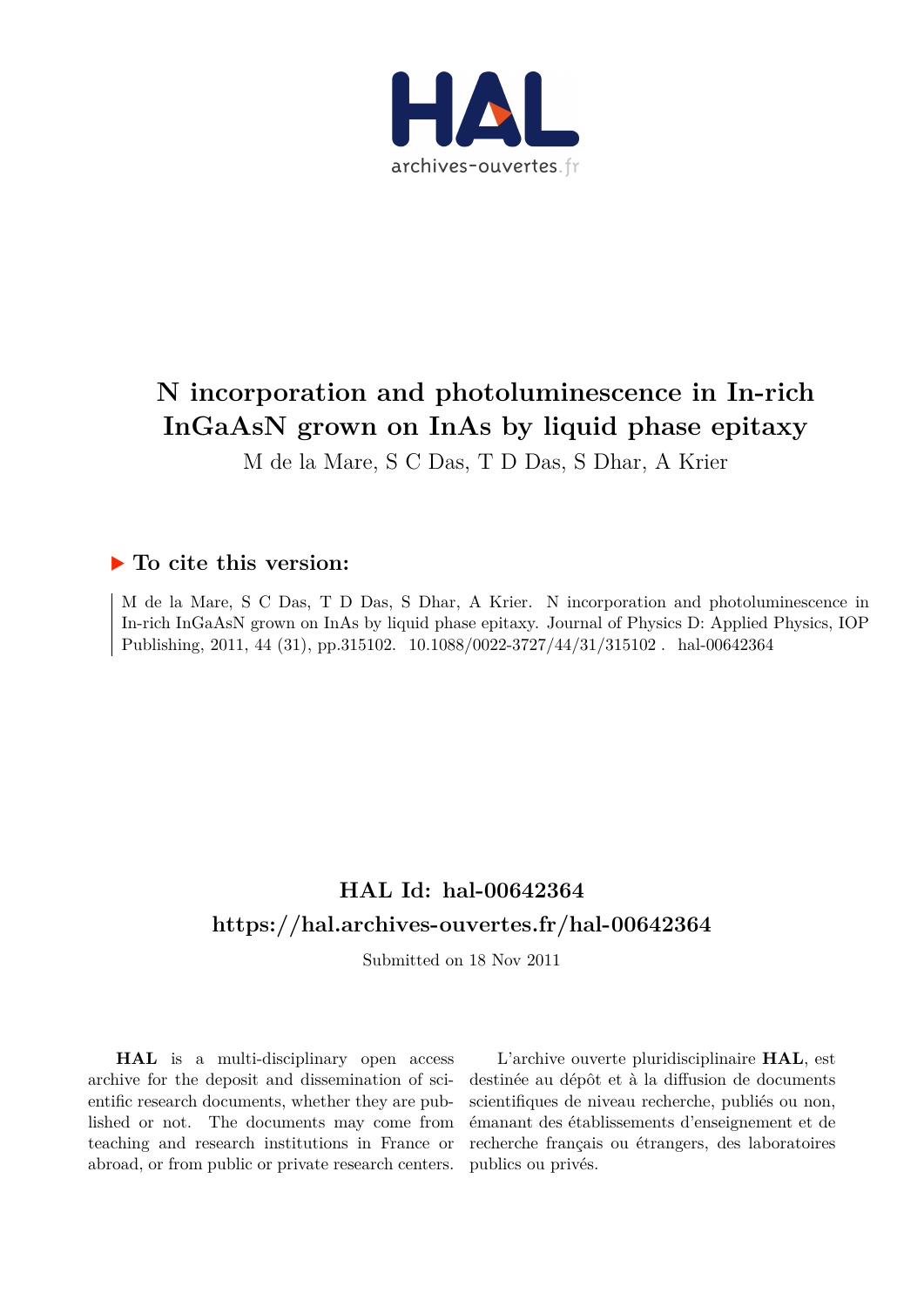# N incorporation and photoluminescence in In-rich InGaAsN grown on InAs by liquid phase epitaxy

M de la Mare, S C Das, T D Das, S Dhar, A Krier

## To cite this version:

M de la Mare, S C Das, T D Das, S Dhar, A Krier. N incorporation and photoluminescence in In-rich InGaAsN grown on InAs by liquid phase epitaxy. Journal of Physics D: Applied Physics, IOP Publishing, 2011, 44 (31), pp.315102. 10.1088/0022-3727/44/31/315102 . hal-00642364

## HAL Id: hal-00642364

## https://hal.archives-ouvertes.fr/hal-00642364

Submitted on 18 Nov 2011

**HAL** is a multi-disciplinary open access archive for the deposit and dissemination of scientific research documents, whether they are published or not. The documents may come from teaching and research institutions in France or abroad, or from public or private research centers.

L'archive ouverte pluridisciplinaire **HAL**, est destinée au dépôt et à la diffusion de documents scientifiques de niveau recherche, publiés ou non, émanant des établissements d'enseignement et de recherche français ou étrangers, des laboratoires publics ou privés.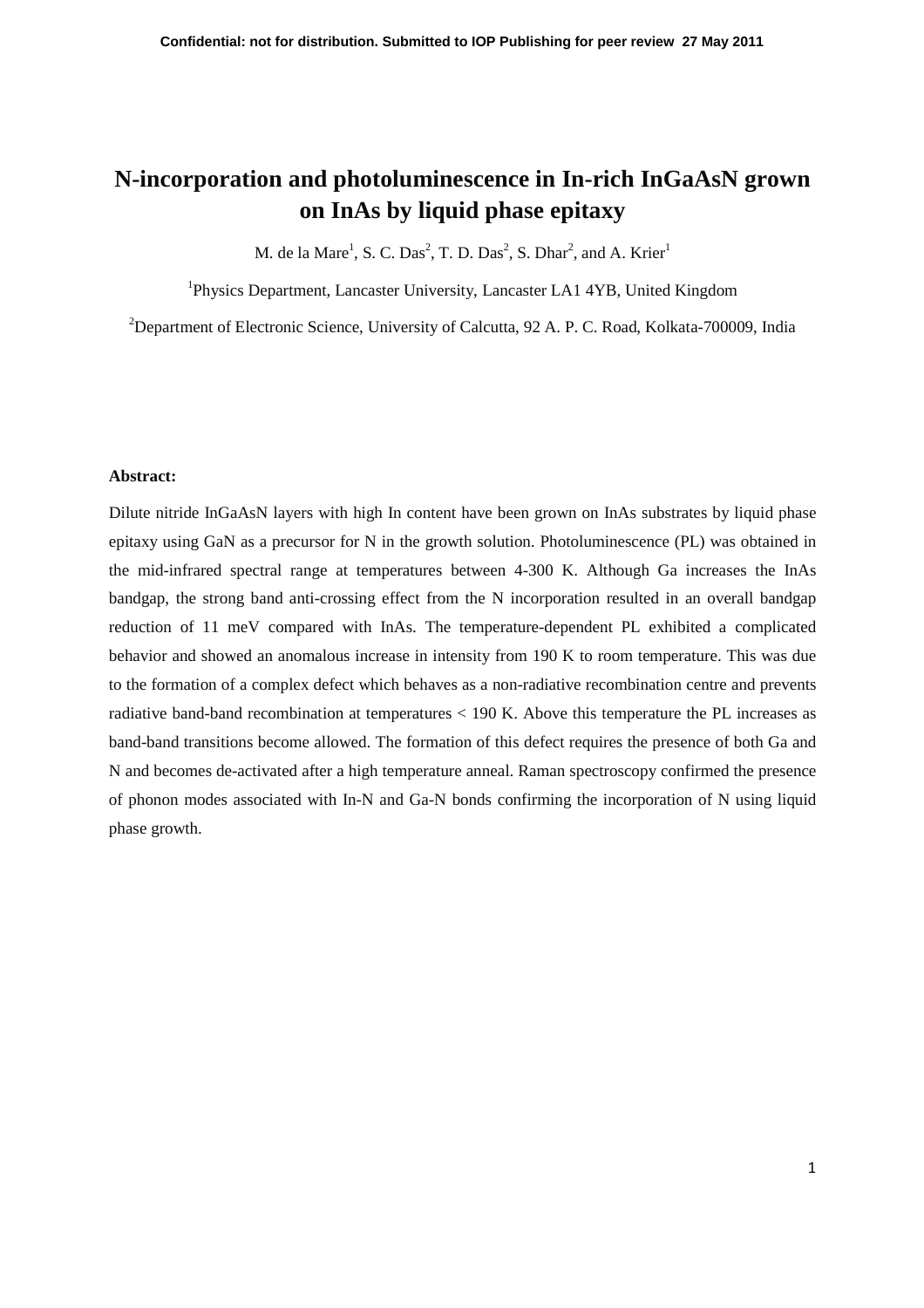# N-incorporation and photoluminescence in In-rich InGaAsN grown on InAs by liquid phase epitaxy

M. de la Mare[1], S. C. Das[2], T. D. Das[2], S. Dhar[2], and A. Krier[1]

[1]Physics Department, Lancaster University, Lancaster LA1 4YB, United Kingdom

[2]Department of Electronic Science, University of Calcutta, 92 A. P. C. Road, Kolkata-700009, India

**Abstract:**

Dilute nitride InGaAsN layers with high In content have been grown on InAs substrates by liquid phase epitaxy using GaN as a precursor for N in the growth solution. Photoluminescence (PL) was obtained in the mid-infrared spectral range at temperatures between 4-300 K. Although Ga increases the InAs bandgap, the strong band anti-crossing effect from the N incorporation resulted in an overall bandgap reduction of 11 meV compared with InAs. The temperature-dependent PL exhibited a complicated behavior and showed an anomalous increase in intensity from 190 K to room temperature. This was due to the formation of a complex defect which behaves as a non-radiative recombination centre and prevents radiative band-band recombination at temperatures < 190 K. Above this temperature the PL increases as band-band transitions become allowed. The formation of this defect requires the presence of both Ga and N and becomes de-activated after a high temperature anneal. Raman spectroscopy confirmed the presence of phonon modes associated with In-N and Ga-N bonds confirming the incorporation of N using liquid phase growth.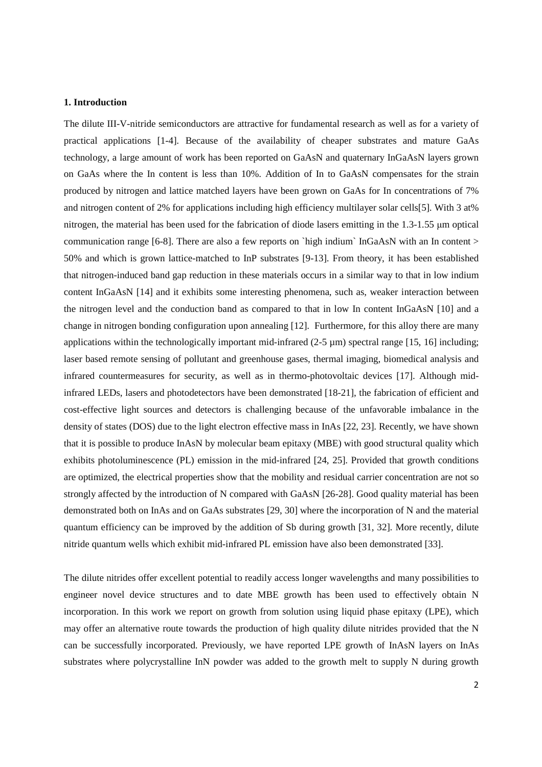**1. Introduction**

The dilute III-V-nitride semiconductors are attractive for fundamental research as well as for a variety of practical applications [1-4]. Because of the availability of cheaper substrates and mature GaAs technology, a large amount of work has been reported on GaAsN and quaternary InGaAsN layers grown on GaAs where the In content is less than 10%. Addition of In to GaAsN compensates for the strain produced by nitrogen and lattice matched layers have been grown on GaAs for In concentrations of 7% and nitrogen content of 2% for applications including high efficiency multilayer solar cells[5]. With 3 at% nitrogen, the material has been used for the fabrication of diode lasers emitting in the 1.3-1.55 μm optical communication range [6-8]. There are also a few reports on `high indium` InGaAsN with an In content > 50% and which is grown lattice-matched to InP substrates [9-13]. From theory, it has been established that nitrogen-induced band gap reduction in these materials occurs in a similar way to that in low indium content InGaAsN [14] and it exhibits some interesting phenomena, such as, weaker interaction between the nitrogen level and the conduction band as compared to that in low In content InGaAsN [10] and a change in nitrogen bonding configuration upon annealing [12]. Furthermore, for this alloy there are many applications within the technologically important mid-infrared (2-5 µm) spectral range [15, 16] including; laser based remote sensing of pollutant and greenhouse gases, thermal imaging, biomedical analysis and infrared countermeasures for security, as well as in thermo-photovoltaic devices [17]. Although mid-infrared LEDs, lasers and photodetectors have been demonstrated [18-21], the fabrication of efficient and cost-effective light sources and detectors is challenging because of the unfavorable imbalance in the density of states (DOS) due to the light electron effective mass in InAs [22, 23]. Recently, we have shown that it is possible to produce InAsN by molecular beam epitaxy (MBE) with good structural quality which exhibits photoluminescence (PL) emission in the mid-infrared [24, 25]. Provided that growth conditions are optimized, the electrical properties show that the mobility and residual carrier concentration are not so strongly affected by the introduction of N compared with GaAsN [26-28]. Good quality material has been demonstrated both on InAs and on GaAs substrates [29, 30] where the incorporation of N and the material quantum efficiency can be improved by the addition of Sb during growth [31, 32]. More recently, dilute nitride quantum wells which exhibit mid-infrared PL emission have also been demonstrated [33].

The dilute nitrides offer excellent potential to readily access longer wavelengths and many possibilities to engineer novel device structures and to date MBE growth has been used to effectively obtain N incorporation. In this work we report on growth from solution using liquid phase epitaxy (LPE), which may offer an alternative route towards the production of high quality dilute nitrides provided that the N can be successfully incorporated. Previously, we have reported LPE growth of InAsN layers on InAs substrates where polycrystalline InN powder was added to the growth melt to supply N during growth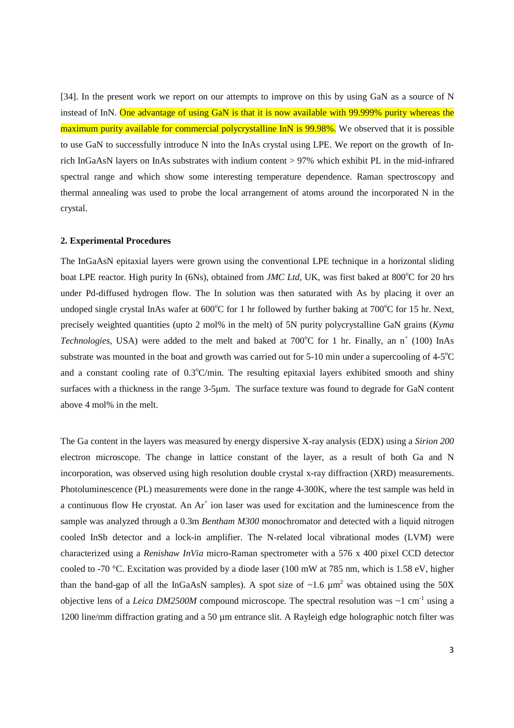[34]. In the present work we report on our attempts to improve on this by using GaN as a source of N instead of InN. One advantage of using GaN is that it is now available with 99.999% purity whereas the maximum purity available for commercial polycrystalline InN is 99.98%. We observed that it is possible to use GaN to successfully introduce N into the InAs crystal using LPE. We report on the growth of In-rich InGaAsN layers on InAs substrates with indium content > 97% which exhibit PL in the mid-infrared spectral range and which show some interesting temperature dependence. Raman spectroscopy and thermal annealing was used to probe the local arrangement of atoms around the incorporated N in the crystal.

## 2. Experimental Procedures

The InGaAsN epitaxial layers were grown using the conventional LPE technique in a horizontal sliding boat LPE reactor. High purity In (6Ns), obtained from *JMC Ltd*, UK, was first baked at 800°C for 20 hrs under Pd-diffused hydrogen flow. The In solution was then saturated with As by placing it over an undoped single crystal InAs wafer at 600°C for 1 hr followed by further baking at 700°C for 15 hr. Next, precisely weighted quantities (upto 2 mol% in the melt) of 5N purity polycrystalline GaN grains (*Kyma Technologies*, USA) were added to the melt and baked at 700°C for 1 hr. Finally, an $n^+$ (100) InAs substrate was mounted in the boat and growth was carried out for 5-10 min under a supercooling of 4-5°C and a constant cooling rate of 0.3°C/min. The resulting epitaxial layers exhibited smooth and shiny surfaces with a thickness in the range 3-5μm. The surface texture was found to degrade for GaN content above 4 mol% in the melt.

The Ga content in the layers was measured by energy dispersive X-ray analysis (EDX) using a *Sirion 200* electron microscope. The change in lattice constant of the layer, as a result of both Ga and N incorporation, was observed using high resolution double crystal x-ray diffraction (XRD) measurements. Photoluminescence (PL) measurements were done in the range 4-300K, where the test sample was held in a continuous flow He cryostat. An $Ar^+$ ion laser was used for excitation and the luminescence from the sample was analyzed through a 0.3m *Bentham M300* monochromator and detected with a liquid nitrogen cooled InSb detector and a lock-in amplifier. The N-related local vibrational modes (LVM) were characterized using a *Renishaw InVia* micro-Raman spectrometer with a 576 x 400 pixel CCD detector cooled to -70 °C. Excitation was provided by a diode laser (100 mW at 785 nm, which is 1.58 eV, higher than the band-gap of all the InGaAsN samples). A spot size of ~1.6 μm$^2$ was obtained using the 50X objective lens of a *Leica DM2500M* compound microscope. The spectral resolution was ~1 cm$^{-1}$ using a 1200 line/mm diffraction grating and a 50 μm entrance slit. A Rayleigh edge holographic notch filter was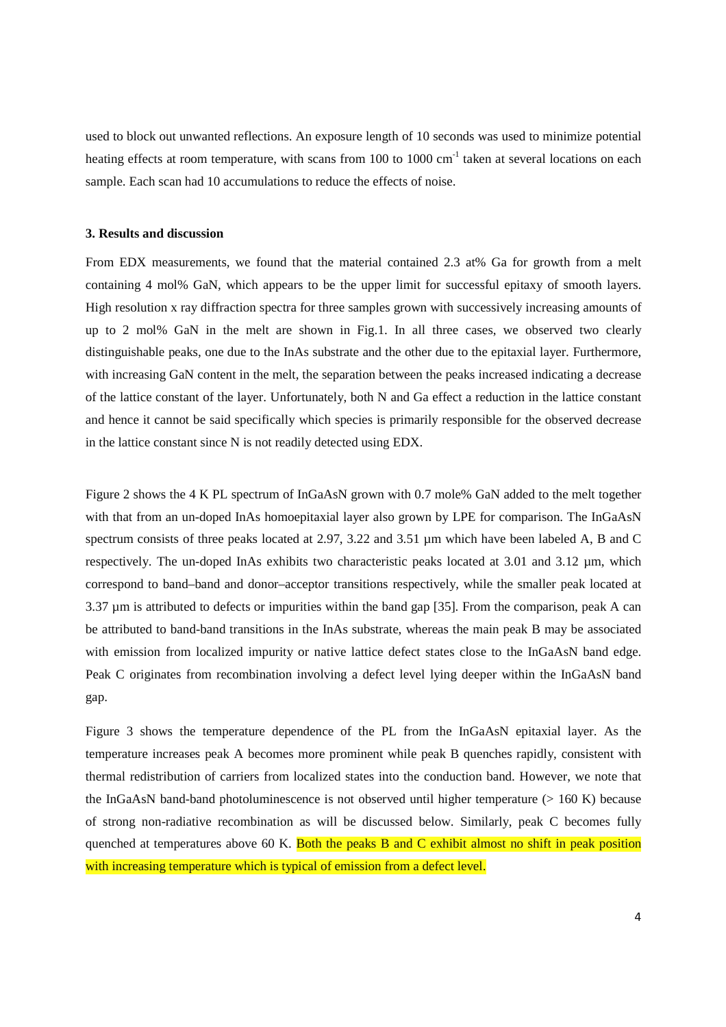used to block out unwanted reflections. An exposure length of 10 seconds was used to minimize potential heating effects at room temperature, with scans from 100 to 1000 $cm^{-1}$ taken at several locations on each sample. Each scan had 10 accumulations to reduce the effects of noise.

### 3. Results and discussion

From EDX measurements, we found that the material contained 2.3 at% Ga for growth from a melt containing 4 mol% GaN, which appears to be the upper limit for successful epitaxy of smooth layers. High resolution x ray diffraction spectra for three samples grown with successively increasing amounts of up to 2 mol% GaN in the melt are shown in Fig.1. In all three cases, we observed two clearly distinguishable peaks, one due to the InAs substrate and the other due to the epitaxial layer. Furthermore, with increasing GaN content in the melt, the separation between the peaks increased indicating a decrease of the lattice constant of the layer. Unfortunately, both N and Ga effect a reduction in the lattice constant and hence it cannot be said specifically which species is primarily responsible for the observed decrease in the lattice constant since N is not readily detected using EDX.

Figure 2 shows the 4 K PL spectrum of InGaAsN grown with 0.7 mole% GaN added to the melt together with that from an un-doped InAs homoepitaxial layer also grown by LPE for comparison. The InGaAsN spectrum consists of three peaks located at 2.97, 3.22 and 3.51 µm which have been labeled A, B and C respectively. The un-doped InAs exhibits two characteristic peaks located at 3.01 and 3.12 µm, which correspond to band–band and donor–acceptor transitions respectively, while the smaller peak located at 3.37 µm is attributed to defects or impurities within the band gap [35]. From the comparison, peak A can be attributed to band-band transitions in the InAs substrate, whereas the main peak B may be associated with emission from localized impurity or native lattice defect states close to the InGaAsN band edge. Peak C originates from recombination involving a defect level lying deeper within the InGaAsN band gap.

Figure 3 shows the temperature dependence of the PL from the InGaAsN epitaxial layer. As the temperature increases peak A becomes more prominent while peak B quenches rapidly, consistent with thermal redistribution of carriers from localized states into the conduction band. However, we note that the InGaAsN band-band photoluminescence is not observed until higher temperature (> 160 K) because of strong non-radiative recombination as will be discussed below. Similarly, peak C becomes fully quenched at temperatures above 60 K. Both the peaks B and C exhibit almost no shift in peak position with increasing temperature which is typical of emission from a defect level.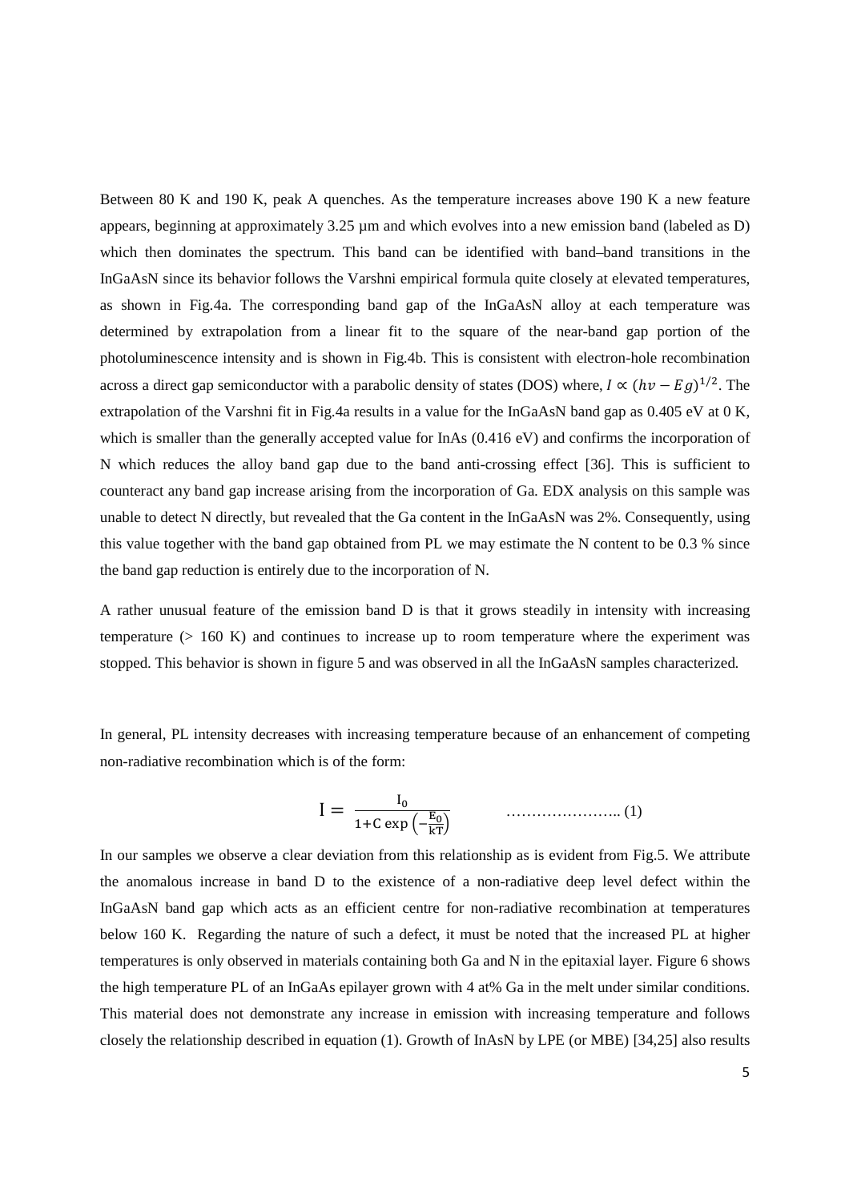Between 80 K and 190 K, peak A quenches. As the temperature increases above 190 K a new feature appears, beginning at approximately 3.25 µm and which evolves into a new emission band (labeled as D) which then dominates the spectrum. This band can be identified with band–band transitions in the InGaAsN since its behavior follows the Varshni empirical formula quite closely at elevated temperatures, as shown in Fig.4a. The corresponding band gap of the InGaAsN alloy at each temperature was determined by extrapolation from a linear fit to the square of the near-band gap portion of the photoluminescence intensity and is shown in Fig.4b. This is consistent with electron-hole recombination across a direct gap semiconductor with a parabolic density of states (DOS) where, $I \propto (hv - Eg)^{1/2}$. The extrapolation of the Varshni fit in Fig.4a results in a value for the InGaAsN band gap as 0.405 eV at 0 K, which is smaller than the generally accepted value for InAs (0.416 eV) and confirms the incorporation of N which reduces the alloy band gap due to the band anti-crossing effect [36]. This is sufficient to counteract any band gap increase arising from the incorporation of Ga. EDX analysis on this sample was unable to detect N directly, but revealed that the Ga content in the InGaAsN was 2%. Consequently, using this value together with the band gap obtained from PL we may estimate the N content to be 0.3 % since the band gap reduction is entirely due to the incorporation of N.

A rather unusual feature of the emission band D is that it grows steadily in intensity with increasing temperature (> 160 K) and continues to increase up to room temperature where the experiment was stopped. This behavior is shown in figure 5 and was observed in all the InGaAsN samples characterized.

In general, PL intensity decreases with increasing temperature because of an enhancement of competing non-radiative recombination which is of the form:

$$I = \frac{I_0}{1 + C\exp\left(-\frac{E_0}{kT}\right)} \qquad \text{……………………. (1)}$$

In our samples we observe a clear deviation from this relationship as is evident from Fig.5. We attribute the anomalous increase in band D to the existence of a non-radiative deep level defect within the InGaAsN band gap which acts as an efficient centre for non-radiative recombination at temperatures below 160 K. Regarding the nature of such a defect, it must be noted that the increased PL at higher temperatures is only observed in materials containing both Ga and N in the epitaxial layer. Figure 6 shows the high temperature PL of an InGaAs epilayer grown with 4 at% Ga in the melt under similar conditions. This material does not demonstrate any increase in emission with increasing temperature and follows closely the relationship described in equation (1). Growth of InAsN by LPE (or MBE) [34,25] also results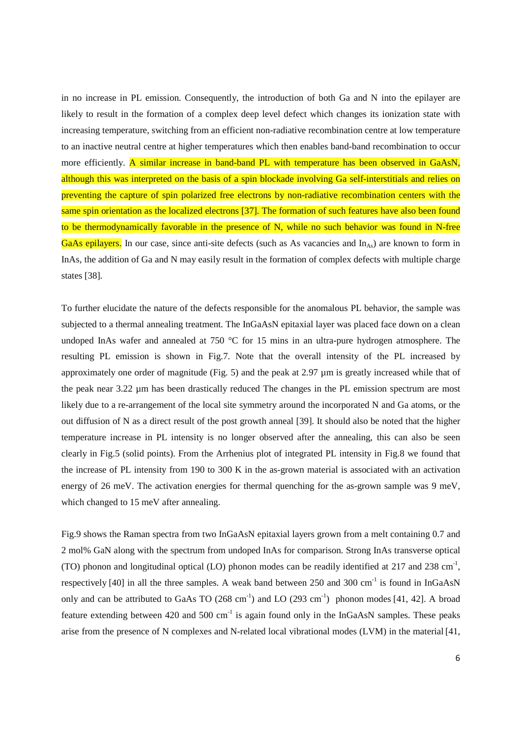in no increase in PL emission. Consequently, the introduction of both Ga and N into the epilayer are likely to result in the formation of a complex deep level defect which changes its ionization state with increasing temperature, switching from an efficient non-radiative recombination centre at low temperature to an inactive neutral centre at higher temperatures which then enables band-band recombination to occur more efficiently. A similar increase in band-band PL with temperature has been observed in GaAsN, although this was interpreted on the basis of a spin blockade involving Ga self-interstitials and relies on preventing the capture of spin polarized free electrons by non-radiative recombination centers with the same spin orientation as the localized electrons [37]. The formation of such features have also been found to be thermodynamically favorable in the presence of N, while no such behavior was found in N-free GaAs epilayers. In our case, since anti-site defects (such as As vacancies and $In_{As}$) are known to form in InAs, the addition of Ga and N may easily result in the formation of complex defects with multiple charge states [38].

To further elucidate the nature of the defects responsible for the anomalous PL behavior, the sample was subjected to a thermal annealing treatment. The InGaAsN epitaxial layer was placed face down on a clean undoped InAs wafer and annealed at 750 °C for 15 mins in an ultra-pure hydrogen atmosphere. The resulting PL emission is shown in Fig.7. Note that the overall intensity of the PL increased by approximately one order of magnitude (Fig. 5) and the peak at 2.97 µm is greatly increased while that of the peak near 3.22 µm has been drastically reduced The changes in the PL emission spectrum are most likely due to a re-arrangement of the local site symmetry around the incorporated N and Ga atoms, or the out diffusion of N as a direct result of the post growth anneal [39]. It should also be noted that the higher temperature increase in PL intensity is no longer observed after the annealing, this can also be seen clearly in Fig.5 (solid points). From the Arrhenius plot of integrated PL intensity in Fig.8 we found that the increase of PL intensity from 190 to 300 K in the as-grown material is associated with an activation energy of 26 meV. The activation energies for thermal quenching for the as-grown sample was 9 meV, which changed to 15 meV after annealing.

Fig.9 shows the Raman spectra from two InGaAsN epitaxial layers grown from a melt containing 0.7 and 2 mol% GaN along with the spectrum from undoped InAs for comparison. Strong InAs transverse optical (TO) phonon and longitudinal optical (LO) phonon modes can be readily identified at 217 and 238 $cm^{-1}$, respectively [40] in all the three samples. A weak band between 250 and 300 $cm^{-1}$ is found in InGaAsN only and can be attributed to GaAs TO (268 $cm^{-1}$) and LO (293 $cm^{-1}$) phonon modes [41, 42]. A broad feature extending between 420 and 500 $cm^{-1}$ is again found only in the InGaAsN samples. These peaks arise from the presence of N complexes and N-related local vibrational modes (LVM) in the material [41,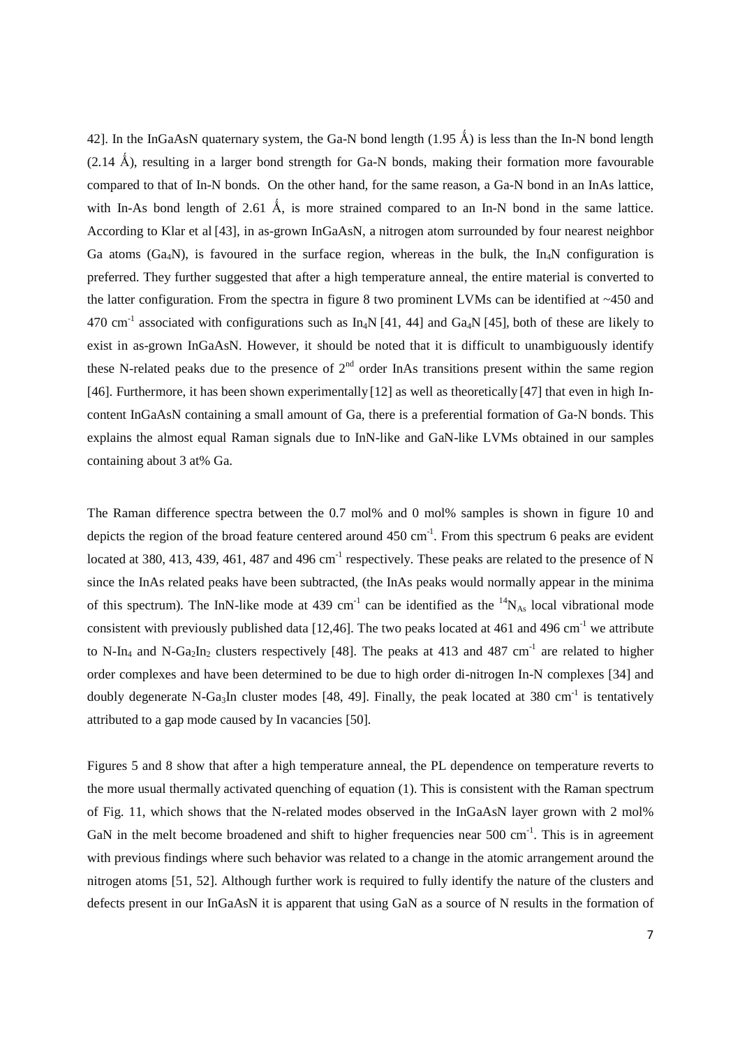42]. In the InGaAsN quaternary system, the Ga-N bond length (1.95 Å) is less than the In-N bond length (2.14 Å), resulting in a larger bond strength for Ga-N bonds, making their formation more favourable compared to that of In-N bonds. On the other hand, for the same reason, a Ga-N bond in an InAs lattice, with In-As bond length of 2.61 Å, is more strained compared to an In-N bond in the same lattice. According to Klar et al [43], in as-grown InGaAsN, a nitrogen atom surrounded by four nearest neighbor Ga atoms ($Ga_4N$), is favoured in the surface region, whereas in the bulk, the $In_4N$ configuration is preferred. They further suggested that after a high temperature anneal, the entire material is converted to the latter configuration. From the spectra in figure 8 two prominent LVMs can be identified at ~450 and 470 $cm^{-1}$ associated with configurations such as $In_4N$ [41, 44] and $Ga_4N$ [45], both of these are likely to exist in as-grown InGaAsN. However, it should be noted that it is difficult to unambiguously identify these N-related peaks due to the presence of 2$^{nd}$ order InAs transitions present within the same region [46]. Furthermore, it has been shown experimentally [12] as well as theoretically [47] that even in high In-content InGaAsN containing a small amount of Ga, there is a preferential formation of Ga-N bonds. This explains the almost equal Raman signals due to InN-like and GaN-like LVMs obtained in our samples containing about 3 at% Ga.

The Raman difference spectra between the 0.7 mol% and 0 mol% samples is shown in figure 10 and depicts the region of the broad feature centered around 450 $cm^{-1}$. From this spectrum 6 peaks are evident located at 380, 413, 439, 461, 487 and 496 $cm^{-1}$ respectively. These peaks are related to the presence of N since the InAs related peaks have been subtracted, (the InAs peaks would normally appear in the minima of this spectrum). The InN-like mode at 439 $cm^{-1}$ can be identified as the $^{14}N_{As}$ local vibrational mode consistent with previously published data [12,46]. The two peaks located at 461 and 496 $cm^{-1}$ we attribute to N-$In_4$ and N-$Ga_2In_2$ clusters respectively [48]. The peaks at 413 and 487 $cm^{-1}$ are related to higher order complexes and have been determined to be due to high order di-nitrogen In-N complexes [34] and doubly degenerate N-$Ga_3$In cluster modes [48, 49]. Finally, the peak located at 380 $cm^{-1}$ is tentatively attributed to a gap mode caused by In vacancies [50].

Figures 5 and 8 show that after a high temperature anneal, the PL dependence on temperature reverts to the more usual thermally activated quenching of equation (1). This is consistent with the Raman spectrum of Fig. 11, which shows that the N-related modes observed in the InGaAsN layer grown with 2 mol% GaN in the melt become broadened and shift to higher frequencies near 500 $cm^{-1}$. This is in agreement with previous findings where such behavior was related to a change in the atomic arrangement around the nitrogen atoms [51, 52]. Although further work is required to fully identify the nature of the clusters and defects present in our InGaAsN it is apparent that using GaN as a source of N results in the formation of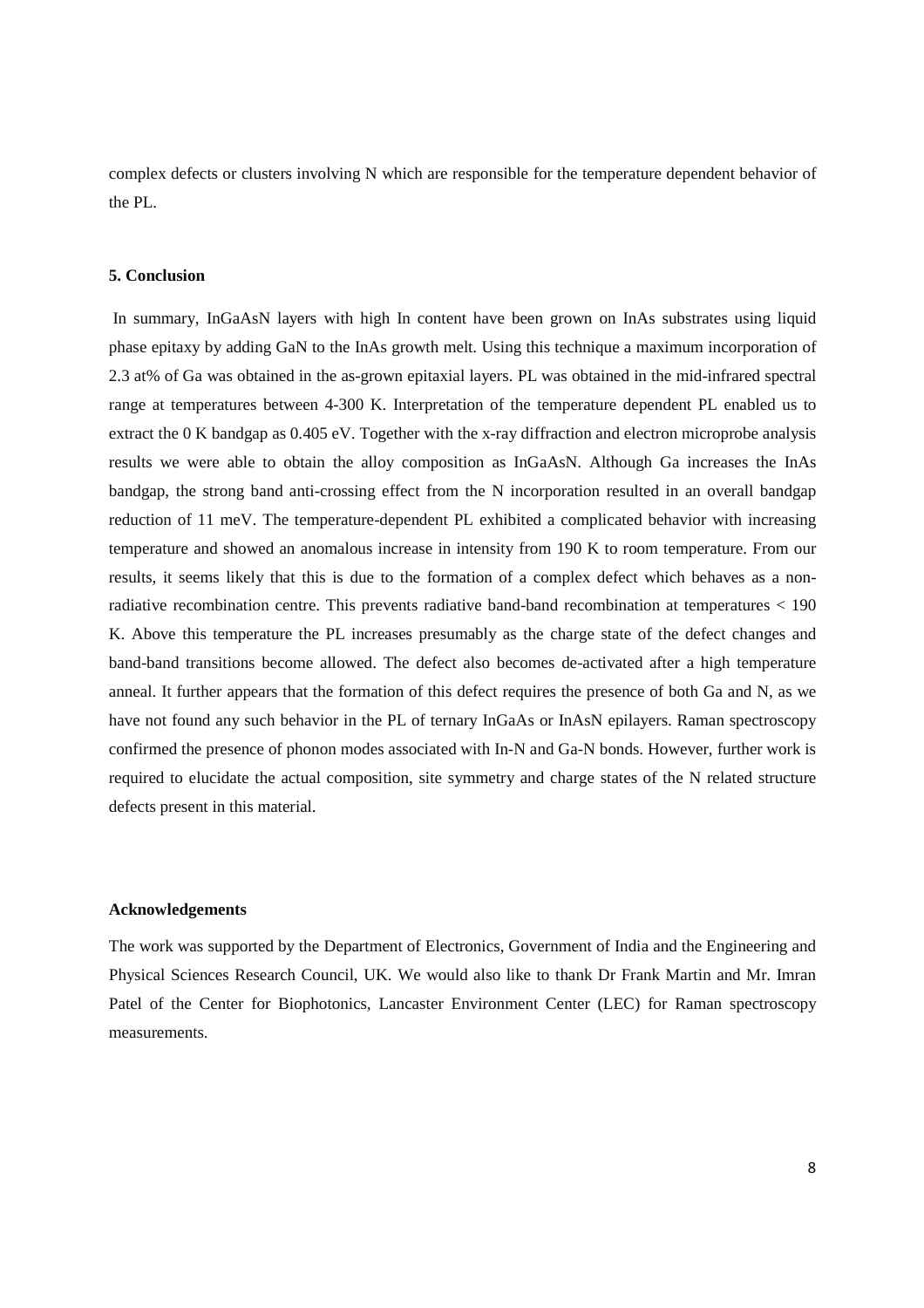complex defects or clusters involving N which are responsible for the temperature dependent behavior of the PL.

## 5. Conclusion

In summary, InGaAsN layers with high In content have been grown on InAs substrates using liquid phase epitaxy by adding GaN to the InAs growth melt. Using this technique a maximum incorporation of 2.3 at% of Ga was obtained in the as-grown epitaxial layers. PL was obtained in the mid-infrared spectral range at temperatures between 4-300 K. Interpretation of the temperature dependent PL enabled us to extract the 0 K bandgap as 0.405 eV. Together with the x-ray diffraction and electron microprobe analysis results we were able to obtain the alloy composition as InGaAsN. Although Ga increases the InAs bandgap, the strong band anti-crossing effect from the N incorporation resulted in an overall bandgap reduction of 11 meV. The temperature-dependent PL exhibited a complicated behavior with increasing temperature and showed an anomalous increase in intensity from 190 K to room temperature. From our results, it seems likely that this is due to the formation of a complex defect which behaves as a non-radiative recombination centre. This prevents radiative band-band recombination at temperatures < 190 K. Above this temperature the PL increases presumably as the charge state of the defect changes and band-band transitions become allowed. The defect also becomes de-activated after a high temperature anneal. It further appears that the formation of this defect requires the presence of both Ga and N, as we have not found any such behavior in the PL of ternary InGaAs or InAsN epilayers. Raman spectroscopy confirmed the presence of phonon modes associated with In-N and Ga-N bonds. However, further work is required to elucidate the actual composition, site symmetry and charge states of the N related structure defects present in this material.

## Acknowledgements

The work was supported by the Department of Electronics, Government of India and the Engineering and Physical Sciences Research Council, UK. We would also like to thank Dr Frank Martin and Mr. Imran Patel of the Center for Biophotonics, Lancaster Environment Center (LEC) for Raman spectroscopy measurements.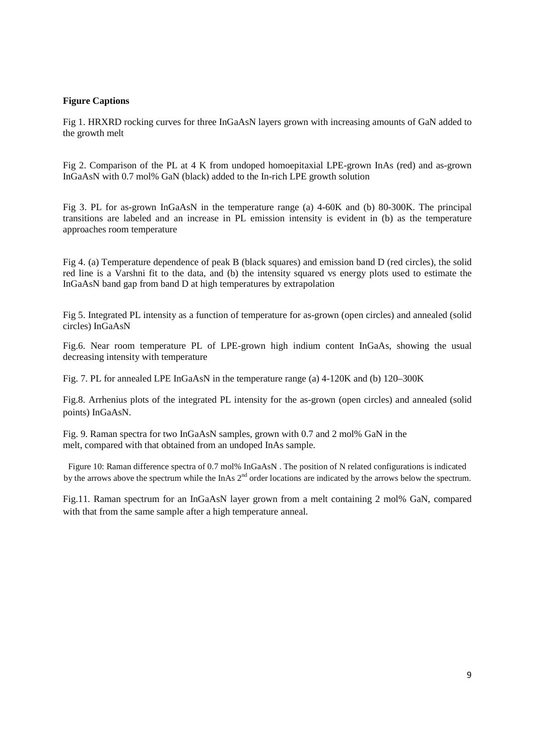**Figure Captions**

Fig 1. HRXRD rocking curves for three InGaAsN layers grown with increasing amounts of GaN added to the growth melt

Fig 2. Comparison of the PL at 4 K from undoped homoepitaxial LPE-grown InAs (red) and as-grown InGaAsN with 0.7 mol% GaN (black) added to the In-rich LPE growth solution

Fig 3. PL for as-grown InGaAsN in the temperature range (a) 4-60K and (b) 80-300K. The principal transitions are labeled and an increase in PL emission intensity is evident in (b) as the temperature approaches room temperature

Fig 4. (a) Temperature dependence of peak B (black squares) and emission band D (red circles), the solid red line is a Varshni fit to the data, and (b) the intensity squared vs energy plots used to estimate the InGaAsN band gap from band D at high temperatures by extrapolation

Fig 5. Integrated PL intensity as a function of temperature for as-grown (open circles) and annealed (solid circles) InGaAsN

Fig.6. Near room temperature PL of LPE-grown high indium content InGaAs, showing the usual decreasing intensity with temperature

Fig. 7. PL for annealed LPE InGaAsN in the temperature range (a) 4-120K and (b) 120–300K

Fig.8. Arrhenius plots of the integrated PL intensity for the as-grown (open circles) and annealed (solid points) InGaAsN.

Fig. 9. Raman spectra for two InGaAsN samples, grown with 0.7 and 2 mol% GaN in the melt, compared with that obtained from an undoped InAs sample.

Figure 10: Raman difference spectra of 0.7 mol% InGaAsN . The position of N related configurations is indicated by the arrows above the spectrum while the InAs 2$^{nd}$ order locations are indicated by the arrows below the spectrum.

Fig.11. Raman spectrum for an InGaAsN layer grown from a melt containing 2 mol% GaN, compared with that from the same sample after a high temperature anneal.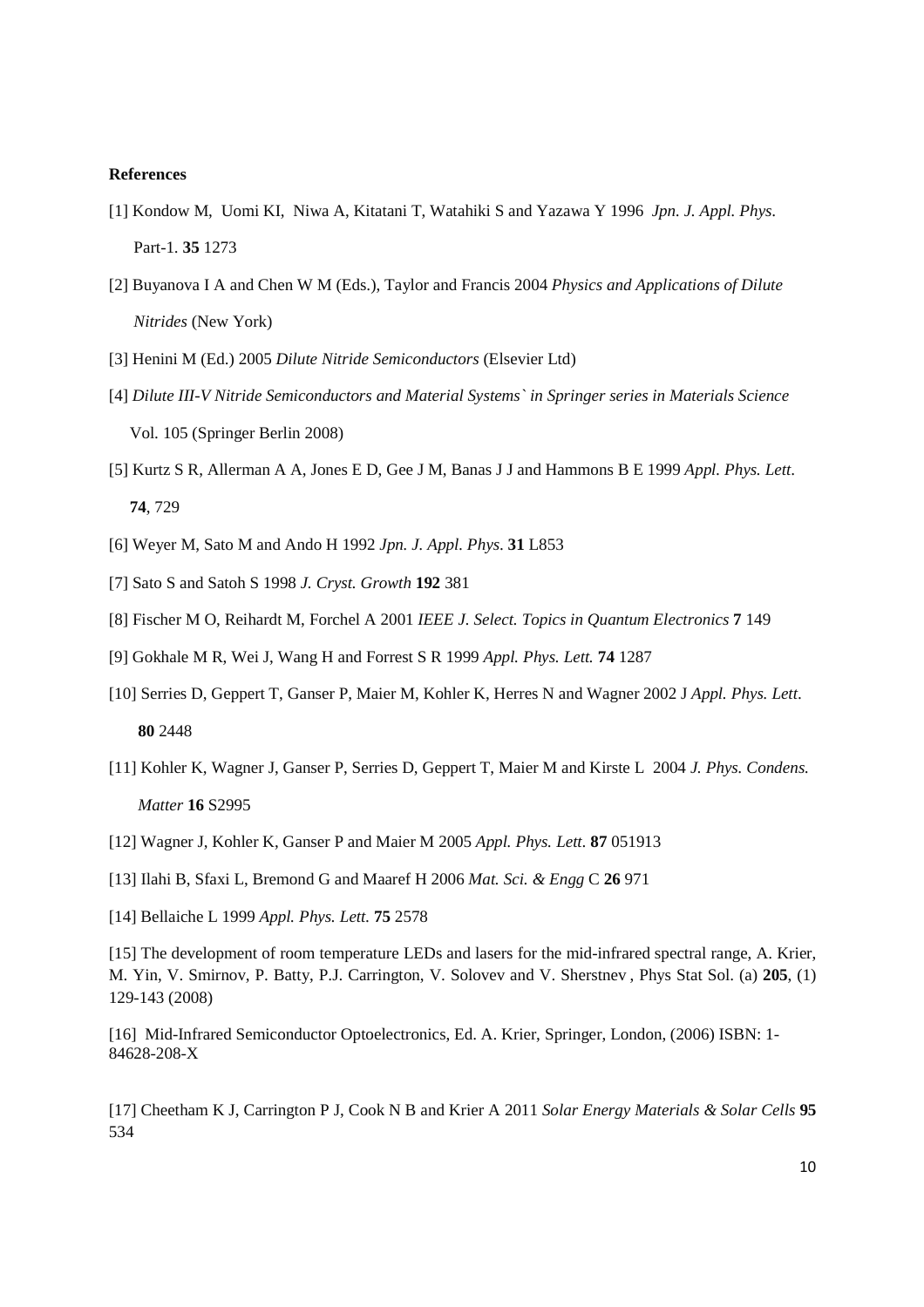**References**

[1] Kondow M, Uomi KI, Niwa A, Kitatani T, Watahiki S and Yazawa Y 1996 *Jpn. J. Appl. Phys.* Part-1. **35** 1273

[2] Buyanova I A and Chen W M (Eds.), Taylor and Francis 2004 *Physics and Applications of Dilute Nitrides* (New York)

[3] Henini M (Ed.) 2005 *Dilute Nitride Semiconductors* (Elsevier Ltd)

[4] *Dilute III-V Nitride Semiconductors and Material Systems` in Springer series in Materials Science* Vol. 105 (Springer Berlin 2008)

[5] Kurtz S R, Allerman A A, Jones E D, Gee J M, Banas J J and Hammons B E 1999 *Appl. Phys. Lett.* **74**, 729

[6] Weyer M, Sato M and Ando H 1992 *Jpn. J. Appl. Phys.* **31** L853

[7] Sato S and Satoh S 1998 *J. Cryst. Growth* **192** 381

[8] Fischer M O, Reihardt M, Forchel A 2001 *IEEE J. Select. Topics in Quantum Electronics* **7** 149

[9] Gokhale M R, Wei J, Wang H and Forrest S R 1999 *Appl. Phys. Lett.* **74** 1287

[10] Serries D, Geppert T, Ganser P, Maier M, Kohler K, Herres N and Wagner 2002 J *Appl. Phys. Lett.* **80** 2448

[11] Kohler K, Wagner J, Ganser P, Serries D, Geppert T, Maier M and Kirste L 2004 *J. Phys. Condens. Matter* **16** S2995

[12] Wagner J, Kohler K, Ganser P and Maier M 2005 *Appl. Phys. Lett.* **87** 051913

[13] Ilahi B, Sfaxi L, Bremond G and Maaref H 2006 *Mat. Sci. & Engg* C **26** 971

[14] Bellaiche L 1999 *Appl. Phys. Lett.* **75** 2578

[15] The development of room temperature LEDs and lasers for the mid-infrared spectral range, A. Krier, M. Yin, V. Smirnov, P. Batty, P.J. Carrington, V. Solovev and V. Sherstnev , Phys Stat Sol. (a) **205**, (1) 129-143 (2008)

[16] Mid-Infrared Semiconductor Optoelectronics, Ed. A. Krier, Springer, London, (2006) ISBN: 1-84628-208-X

[17] Cheetham K J, Carrington P J, Cook N B and Krier A 2011 *Solar Energy Materials & Solar Cells* **95** 534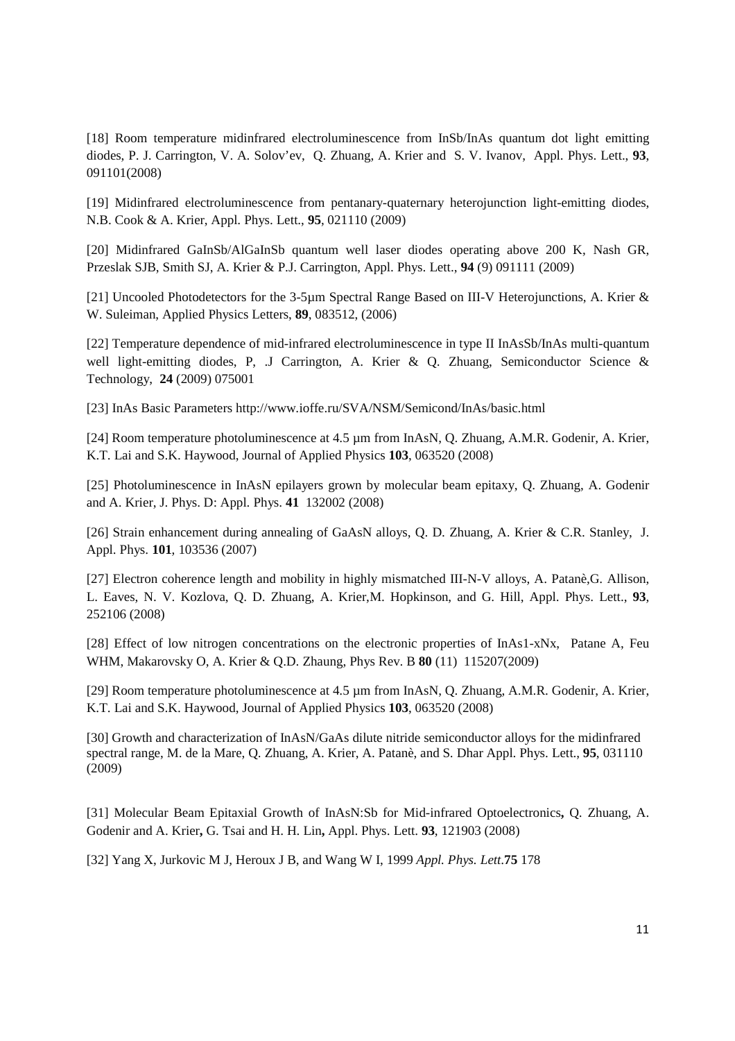[18] Room temperature midinfrared electroluminescence from InSb/InAs quantum dot light emitting diodes, P. J. Carrington, V. A. Solov'ev, Q. Zhuang, A. Krier and S. V. Ivanov, Appl. Phys. Lett., **93**, 091101(2008)

[19] Midinfrared electroluminescence from pentanary-quaternary heterojunction light-emitting diodes, N.B. Cook & A. Krier, Appl. Phys. Lett., **95**, 021110 (2009)

[20] Midinfrared GaInSb/AlGaInSb quantum well laser diodes operating above 200 K, Nash GR, Przeslak SJB, Smith SJ, A. Krier & P.J. Carrington, Appl. Phys. Lett., **94** (9) 091111 (2009)

[21] Uncooled Photodetectors for the 3-5µm Spectral Range Based on III-V Heterojunctions, A. Krier & W. Suleiman, Applied Physics Letters, **89**, 083512, (2006)

[22] Temperature dependence of mid-infrared electroluminescence in type II InAsSb/InAs multi-quantum well light-emitting diodes, P, .J Carrington, A. Krier & Q. Zhuang, Semiconductor Science & Technology, **24** (2009) 075001

[23] InAs Basic Parameters http://www.ioffe.ru/SVA/NSM/Semicond/InAs/basic.html

[24] Room temperature photoluminescence at 4.5 µm from InAsN, Q. Zhuang, A.M.R. Godenir, A. Krier, K.T. Lai and S.K. Haywood, Journal of Applied Physics **103**, 063520 (2008)

[25] Photoluminescence in InAsN epilayers grown by molecular beam epitaxy, Q. Zhuang, A. Godenir and A. Krier, J. Phys. D: Appl. Phys. **41** 132002 (2008)

[26] Strain enhancement during annealing of GaAsN alloys, Q. D. Zhuang, A. Krier & C.R. Stanley, J. Appl. Phys. **101**, 103536 (2007)

[27] Electron coherence length and mobility in highly mismatched III-N-V alloys, A. Patanè,G. Allison, L. Eaves, N. V. Kozlova, Q. D. Zhuang, A. Krier,M. Hopkinson, and G. Hill, Appl. Phys. Lett., **93**, 252106 (2008)

[28] Effect of low nitrogen concentrations on the electronic properties of $InAs_{1-x}N_x$, Patane A, Feu WHM, Makarovsky O, A. Krier & Q.D. Zhaung, Phys Rev. B **80** (11) 115207(2009)

[29] Room temperature photoluminescence at 4.5 µm from InAsN, Q. Zhuang, A.M.R. Godenir, A. Krier, K.T. Lai and S.K. Haywood, Journal of Applied Physics **103**, 063520 (2008)

[30] Growth and characterization of InAsN/GaAs dilute nitride semiconductor alloys for the midinfrared spectral range, M. de la Mare, Q. Zhuang, A. Krier, A. Patanè, and S. Dhar Appl. Phys. Lett., **95**, 031110 (2009)

[31] Molecular Beam Epitaxial Growth of InAsN:Sb for Mid-infrared Optoelectronics**,** Q. Zhuang, A. Godenir and A. Krier**,** G. Tsai and H. H. Lin**,** Appl. Phys. Lett. **93**, 121903 (2008)

[32] Yang X, Jurkovic M J, Heroux J B, and Wang W I, 1999 *Appl. Phys. Lett.***75** 178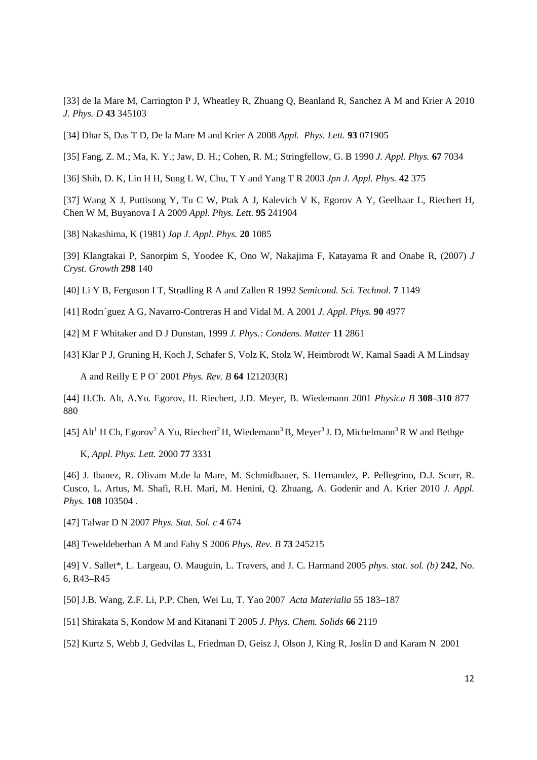[33] de la Mare M, Carrington P J, Wheatley R, Zhuang Q, Beanland R, Sanchez A M and Krier A 2010 *J. Phys. D* **43** 345103

[34] Dhar S, Das T D, De la Mare M and Krier A 2008 *Appl. Phys. Lett.* **93** 071905

[35] Fang, Z. M.; Ma, K. Y.; Jaw, D. H.; Cohen, R. M.; Stringfellow, G. B 1990 *J. Appl. Phys.* **67** 7034

[36] Shih, D. K, Lin H H, Sung L W, Chu, T Y and Yang T R 2003 *Jpn J. Appl. Phys.* **42** 375

[37] Wang X J, Puttisong Y, Tu C W, Ptak A J, Kalevich V K, Egorov A Y, Geelhaar L, Riechert H, Chen W M, Buyanova I A 2009 *Appl. Phys. Lett*. **95** 241904

[38] Nakashima, K (1981) *Jap J. Appl. Phys.* **20** 1085

[39] Klangtakai P, Sanorpim S, Yoodee K, Ono W, Nakajima F, Katayama R and Onabe R, (2007) *J Cryst. Growth* **298** 140

[40] Li Y B, Ferguson I T, Stradling R A and Zallen R 1992 *Semicond. Sci. Technol.* **7** 1149

[41] Rodrı´guez A G, Navarro-Contreras H and Vidal M. A 2001 *J. Appl. Phys.* **90** 4977

[42] M F Whitaker and D J Dunstan, 1999 *J. Phys.: Condens. Matter* **11** 2861

[43] Klar P J, Gruning H, Koch J, Schafer S, Volz K, Stolz W, Heimbrodt W, Kamal Saadi A M Lindsay A and Reilly E P O` 2001 *Phys. Rev. B* **64** 121203(R)

[44] H.Ch. Alt, A.Yu. Egorov, H. Riechert, J.D. Meyer, B. Wiedemann 2001 *Physica B* **308–310** 877–880

[45] Alt[1] H Ch, Egorov[2] A Yu, Riechert[2] H, Wiedemann[3] B, Meyer[3] J. D, Michelmann[3] R W and Bethge K, *Appl. Phys. Lett.* 2000 **77** 3331

[46] J. Ibanez, R. Olivam M.de la Mare, M. Schmidbauer, S. Hernandez, P. Pellegrino, D.J. Scurr, R. Cusco, L. Artus, M. Shafi, R.H. Mari, M. Henini, Q. Zhuang, A. Godenir and A. Krier 2010 *J. Appl. Phys.* **108** 103504 .

[47] Talwar D N 2007 *Phys. Stat. Sol. c* **4** 674

[48] Teweldeberhan A M and Fahy S 2006 *Phys. Rev. B* **73** 245215

[49] V. Sallet*, L. Largeau, O. Mauguin, L. Travers, and J. C. Harmand 2005 *phys. stat. sol. (b)* **242**, No. 6, R43–R45

[50] J.B. Wang, Z.F. Li, P.P. Chen, Wei Lu, T. Yao 2007 *Acta Materialia* 55 183–187

[51] Shirakata S, Kondow M and Kitanani T 2005 *J. Phys. Chem. Solids* **66** 2119

[52] Kurtz S, Webb J, Gedvilas L, Friedman D, Geisz J, Olson J, King R, Joslin D and Karam N 2001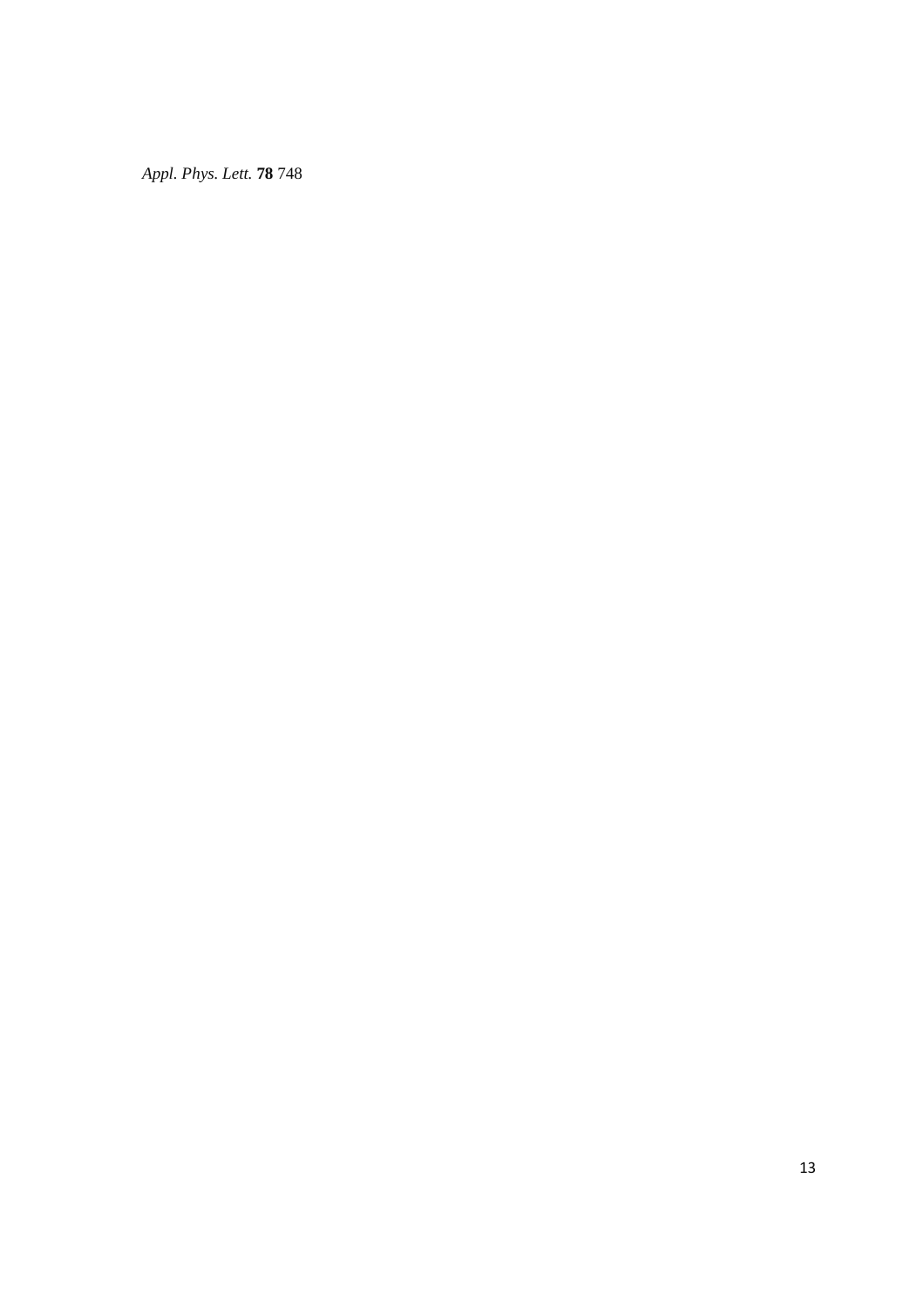*Appl. Phys. Lett.* **78** 748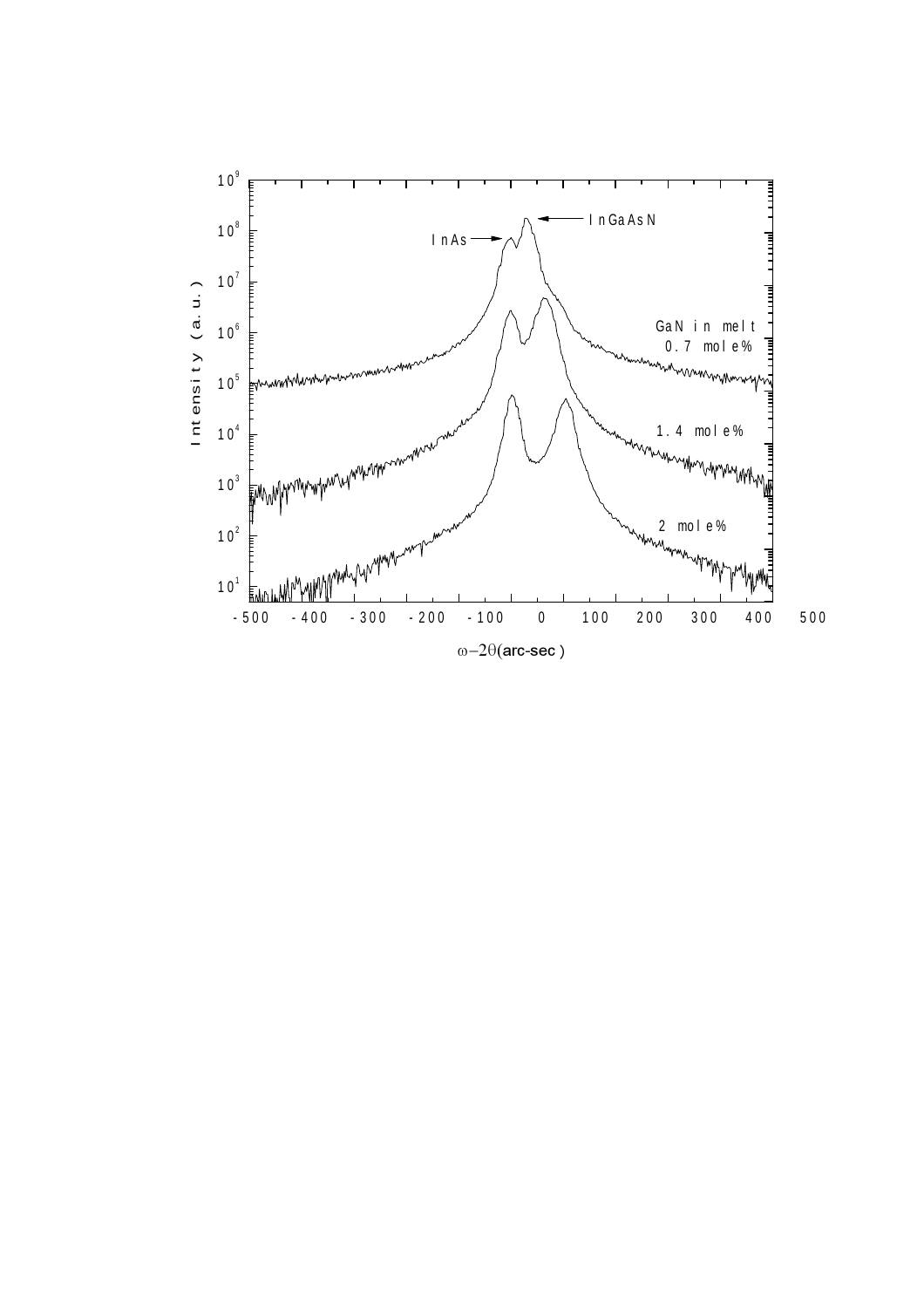InAs

InGaAsN

GaN in melt
0.7 mole%

1.4 mole%

2 mole%

Intensity (a.u.)

$\omega - 2\theta$(arc-sec)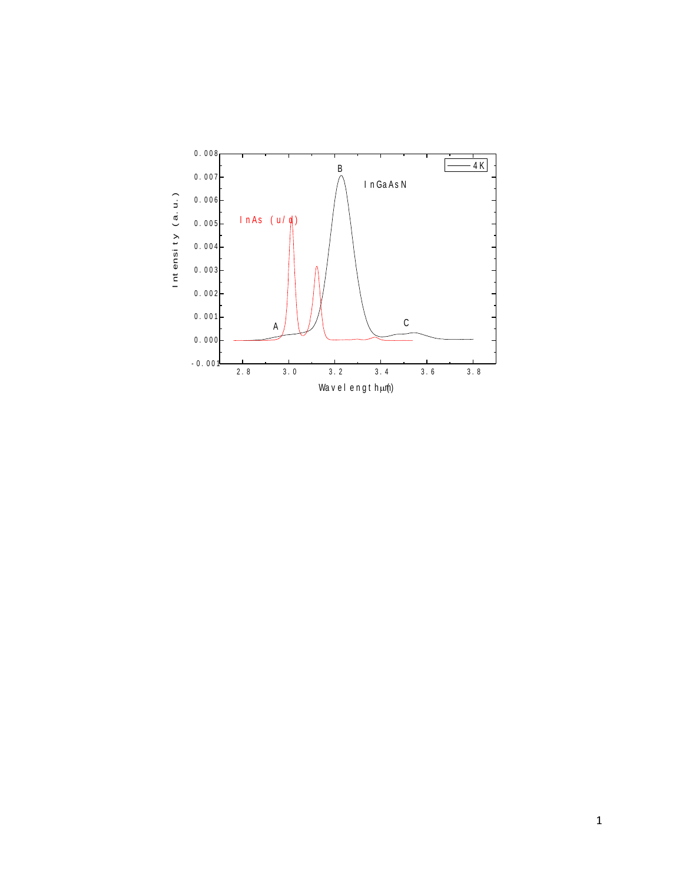0.008
0.007
0.006
0.005
0.004
0.003
0.002
0.001
0.000
-0.001

Intensity (a.u.)

2.8 3.0 3.2 3.4 3.6 3.8

Wavelength (μm)

4K

A

B

C

InGaAsN

InAs (u/d)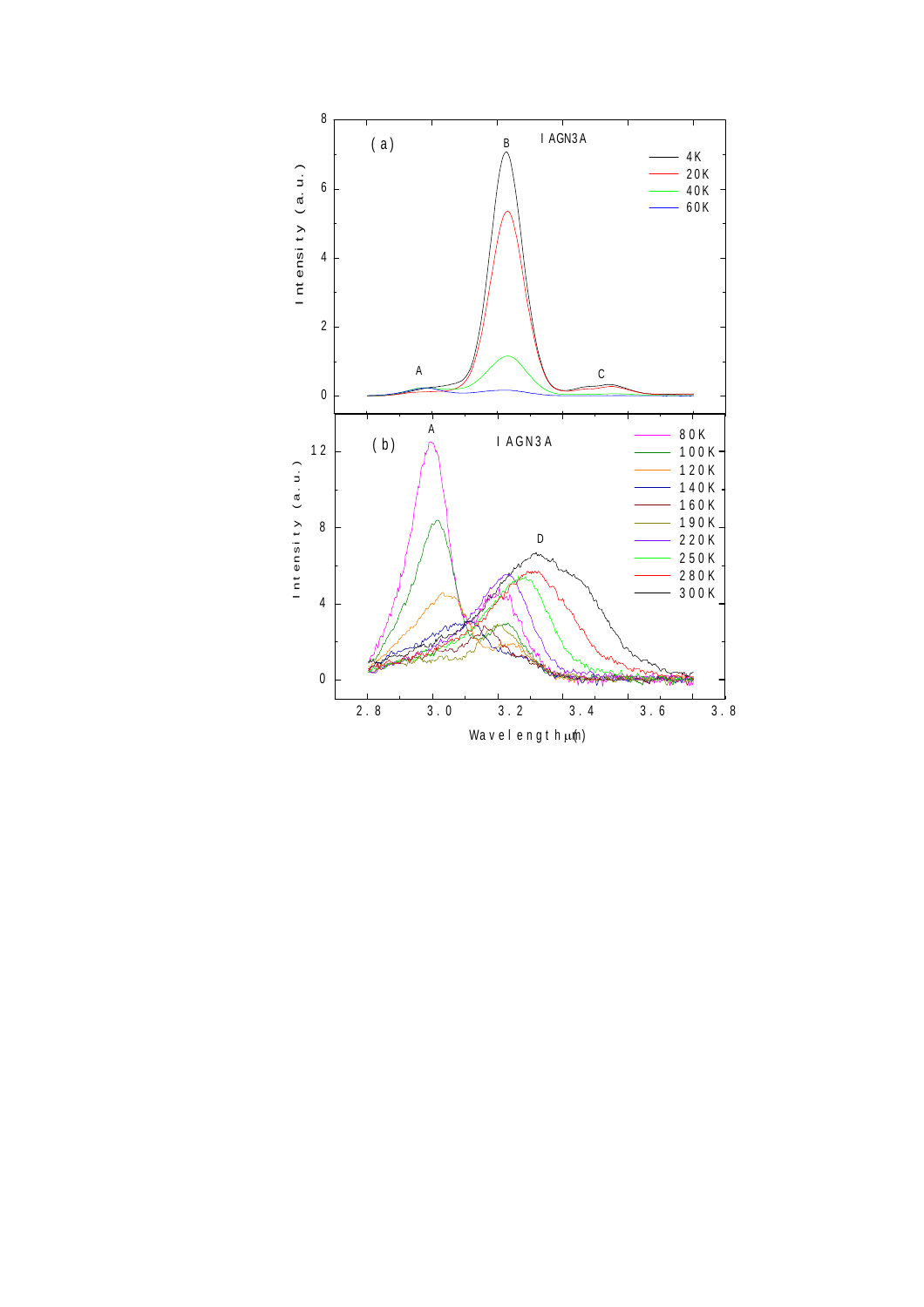(a) IAGN3A

A B C

4K
20K
40K
60K

Intensity (a.u.)

(b) IAGN3A

A D

80K
100K
120K
140K
160K
190K
220K
250K
280K
300K

Intensity (a.u.)

Wavelength (μm)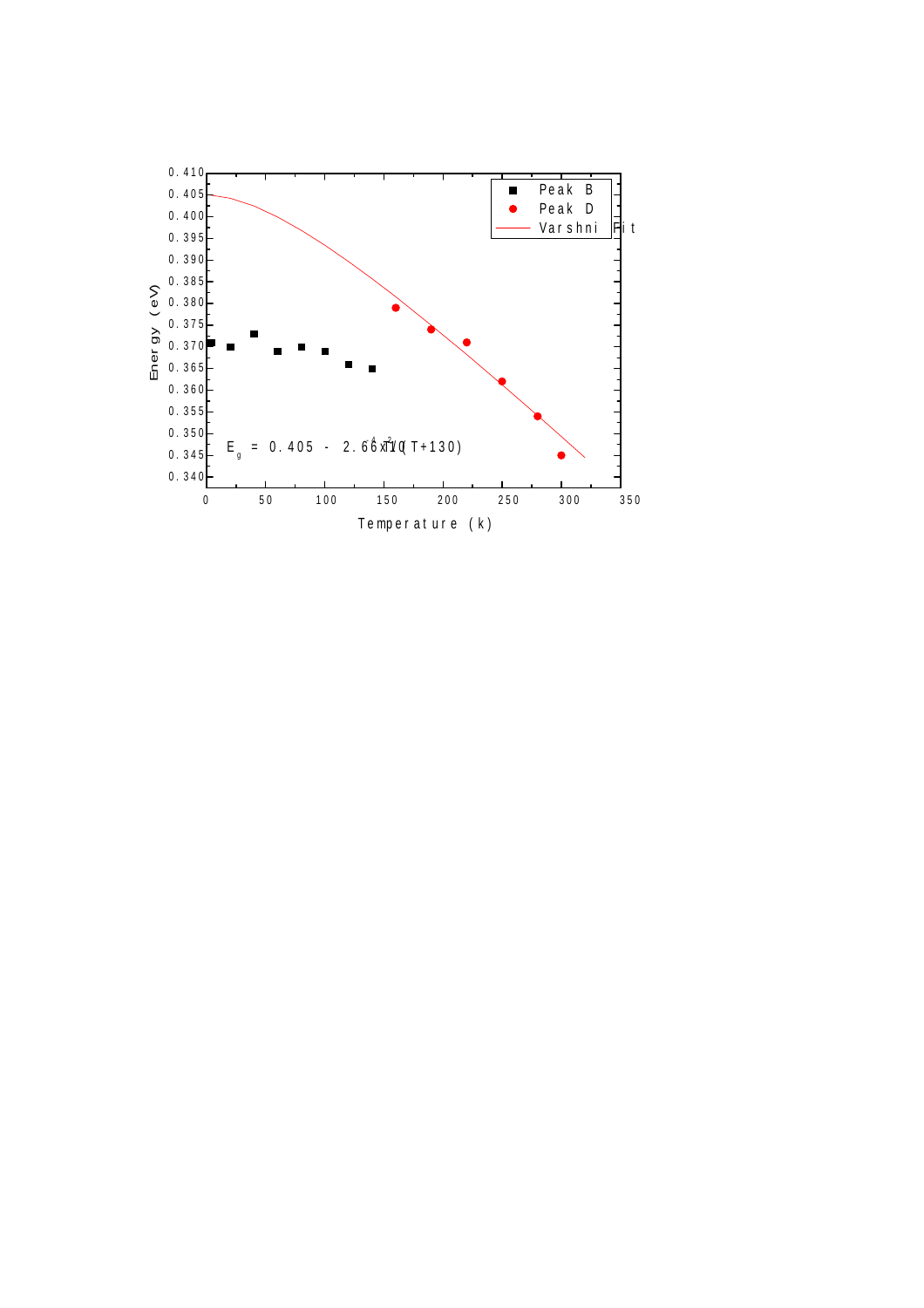$$E_g = 0.405 - 2.66 \times 10^{-4}\, T^2/(T+130)$$

Legend: ■ Peak B, ● Peak D, — Varshni Fit

Energy (eV)

Temperature (k)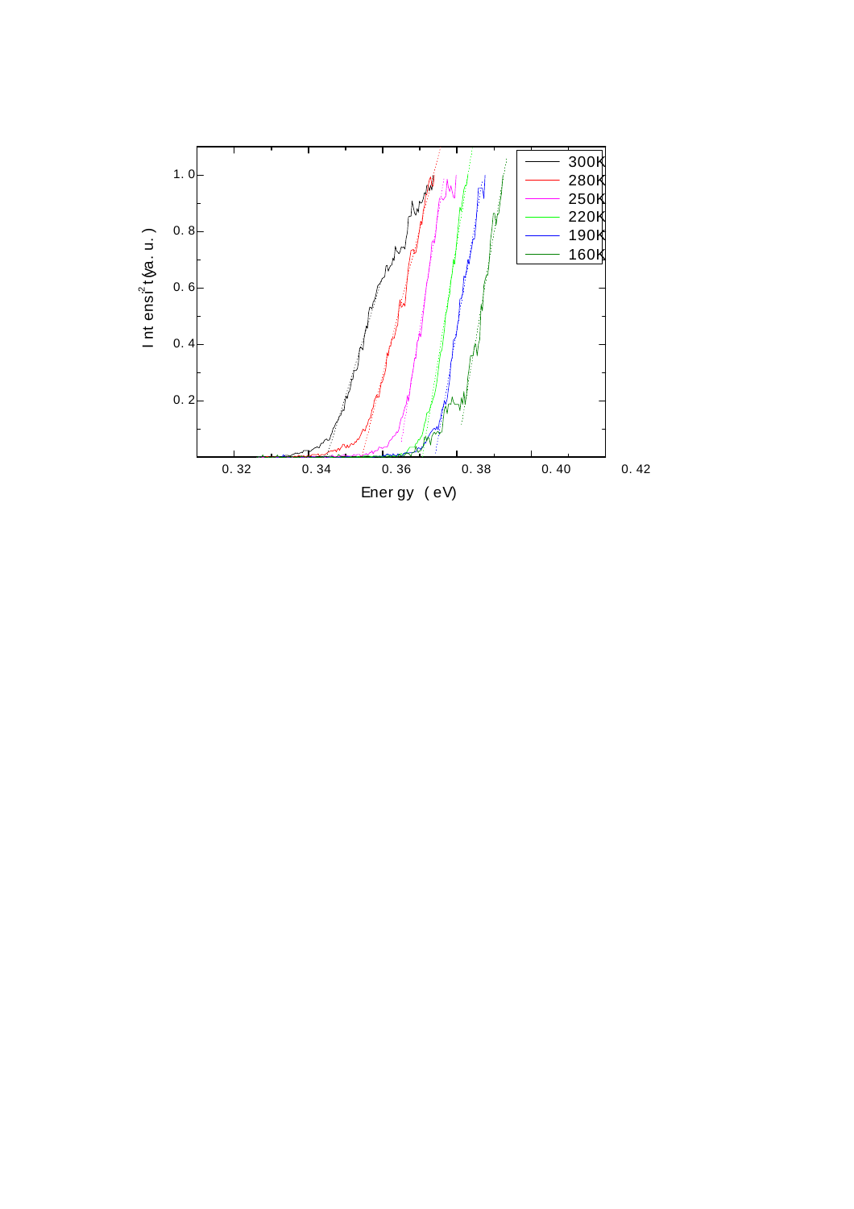| 1.0 | | | | | | | 300K |
| --- | --- | --- | --- | --- | --- | --- | --- |
| 0.8 | | | | | | | 280K |
| 0.6 | | | | | | | 250K |
| 0.4 | | | | | | | 220K |
| 0.2 | | | | | | | 190K |
| | | | | | | | 160K |
| | 0.32 | 0.34 | 0.36 | 0.38 | 0.40 | 0.42 | |

Intensity$^2$ (a. u.)

Energy (eV)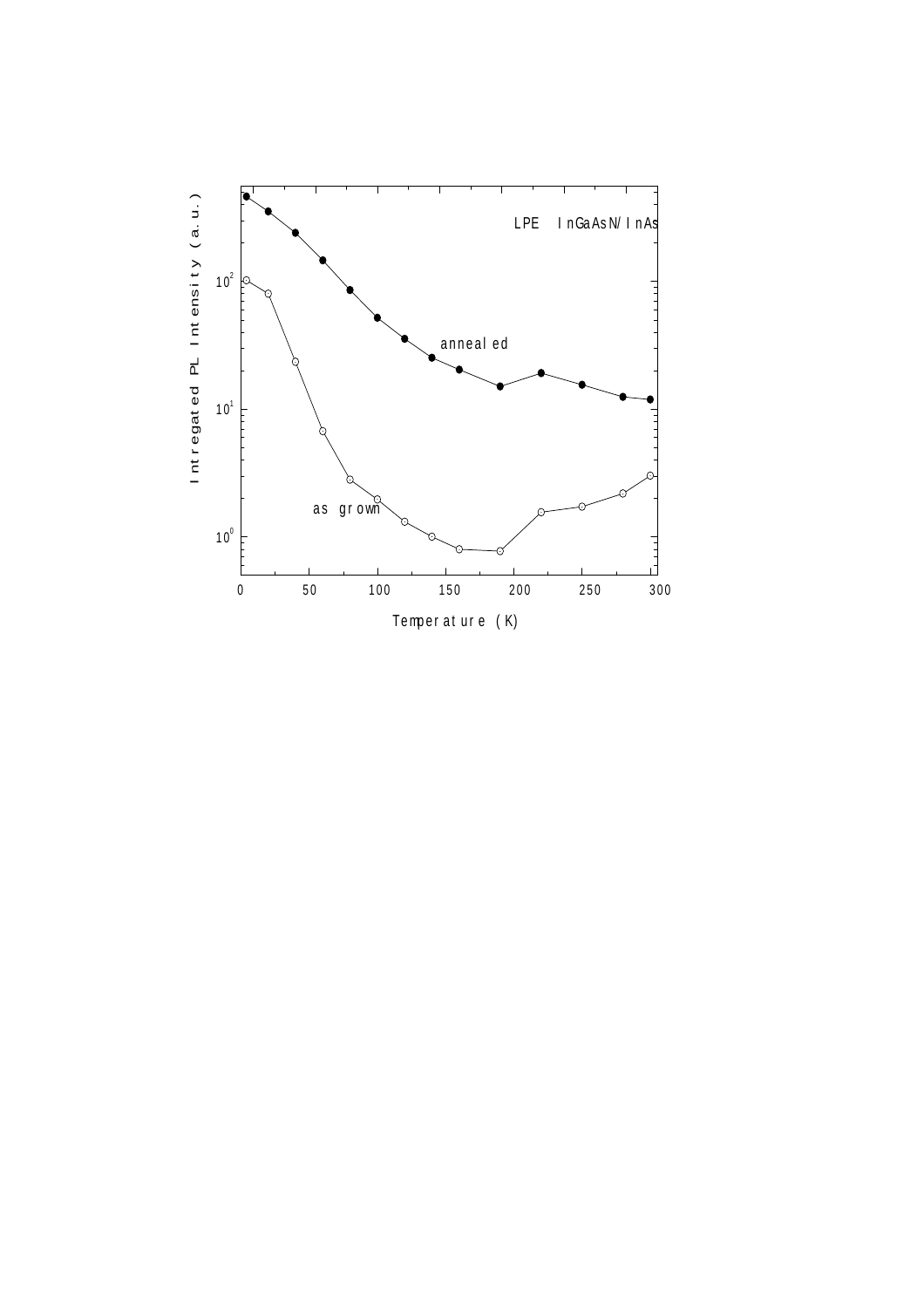LPE InGaAsN/InAs

annealed

as grown

Intregated PL Intensity (a.u.)

Temperature (K)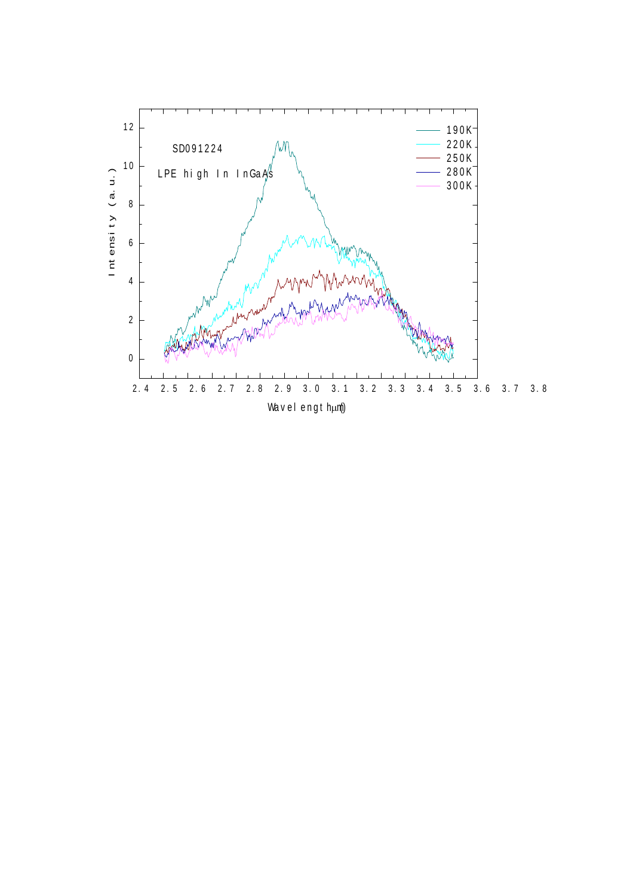SD091224

LPE high In InGaAs

190K
220K
250K
280K
300K

Intensity (a.u.)

Wavelength (μm)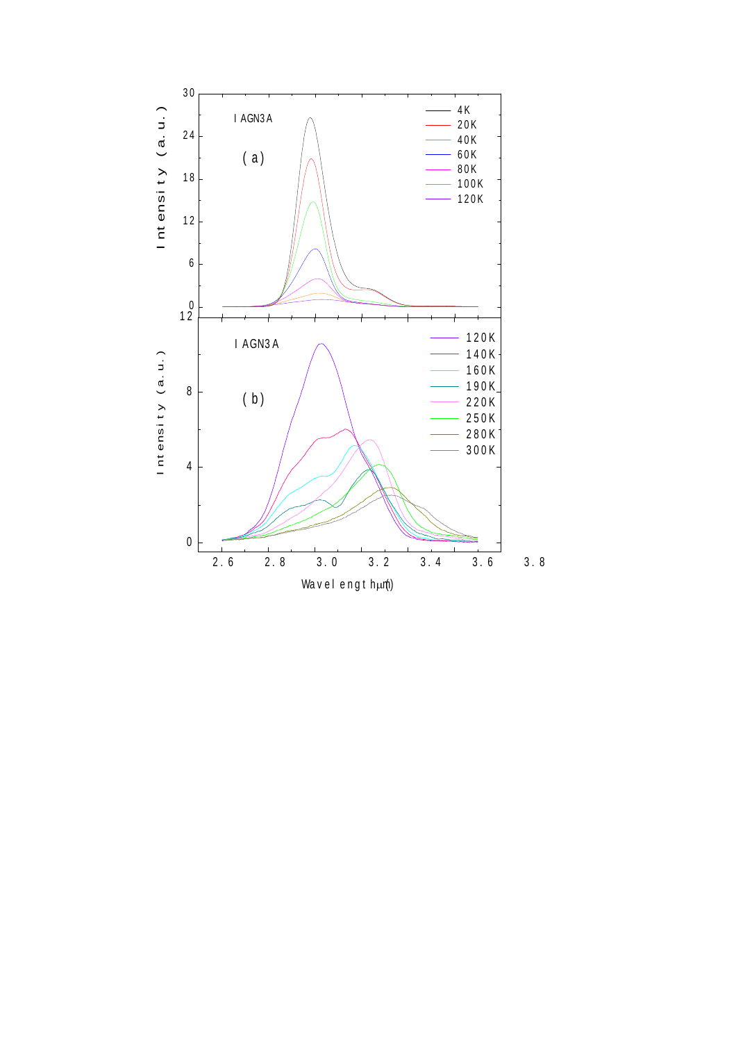IAGN3A

(a)

Intensity (a.u.)

4K
20K
40K
60K
80K
100K
120K

IAGN3A

(b)

Intensity (a.u.)

120K
140K
160K
190K
220K
250K
280K
300K

Wavelength (μm)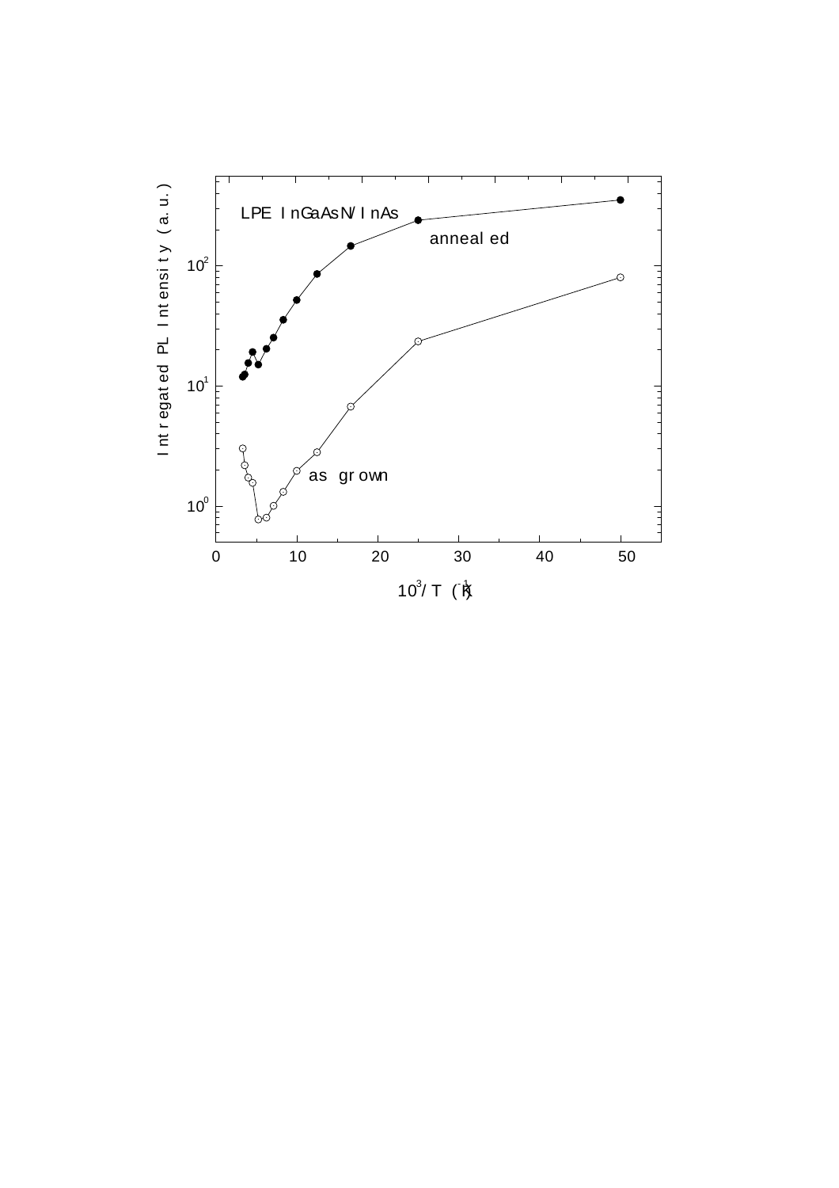LPE InGaAsN/InAs

annealed

as grown

Intregated PL Intensity (a.u.)

$10^3/T$ ($K^{-1}$)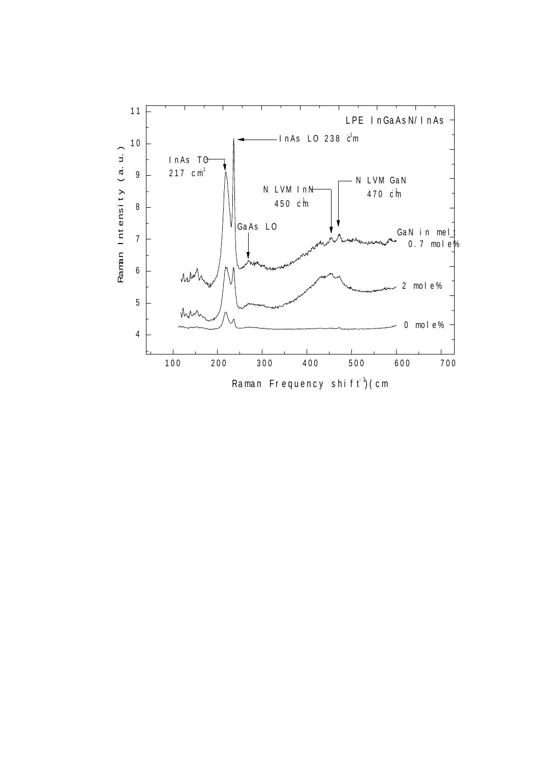LPE InGaAsN/InAs

InAs LO 238 $cm^{-1}$

InAs TO 217 $cm^{-1}$

N LVM InN 450 $cm^{-1}$

N LVM GaN 470 $cm^{-1}$

GaAs LO

GaN in melt 0.7 mole%

2 mole%

0 mole%

Raman Intensity (a.u.)

Raman Frequency shift ($cm^{-1}$)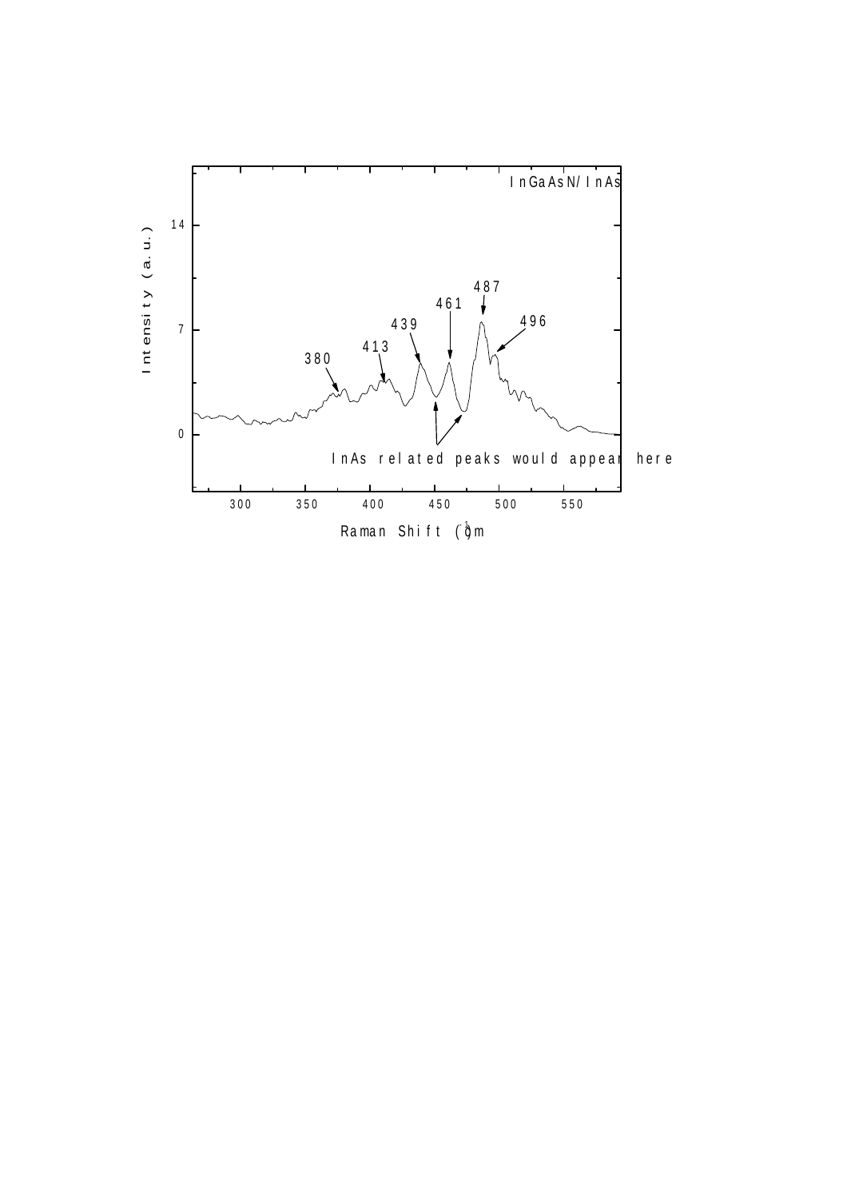InGaAsN/InAs

Intensity (a.u.)

Raman Shift ($cm^{-1}$)

380

413

439

461

487

496

InAs related peaks would appear here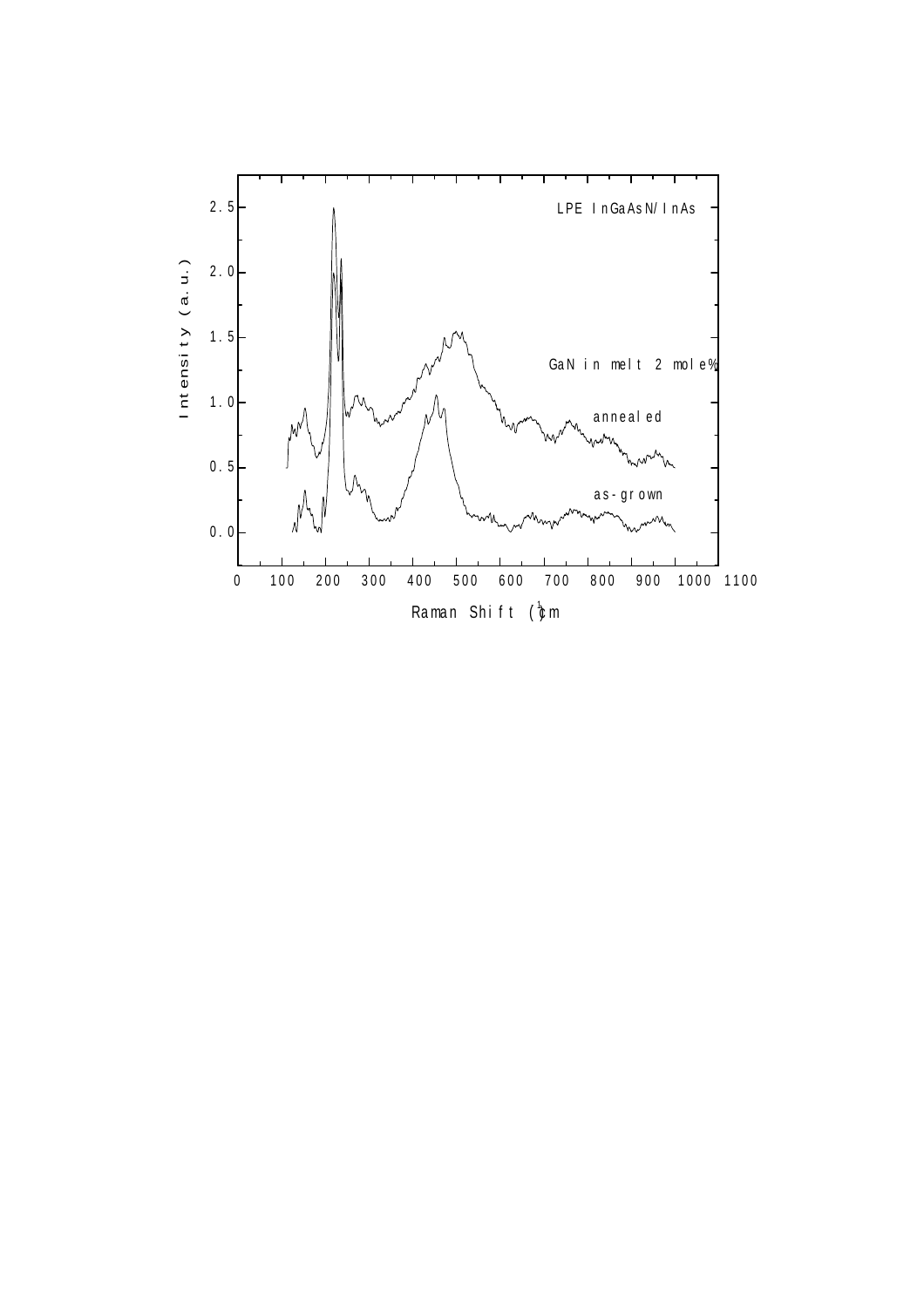LPE InGaAsN/InAs

GaN in melt 2 mole%

annealed

as-grown

Intensity (a.u.)

2.5
2.0
1.5
1.0
0.5
0.0

0 100 200 300 400 500 600 700 800 900 1000 1100

Raman Shift ($cm^{-1}$)